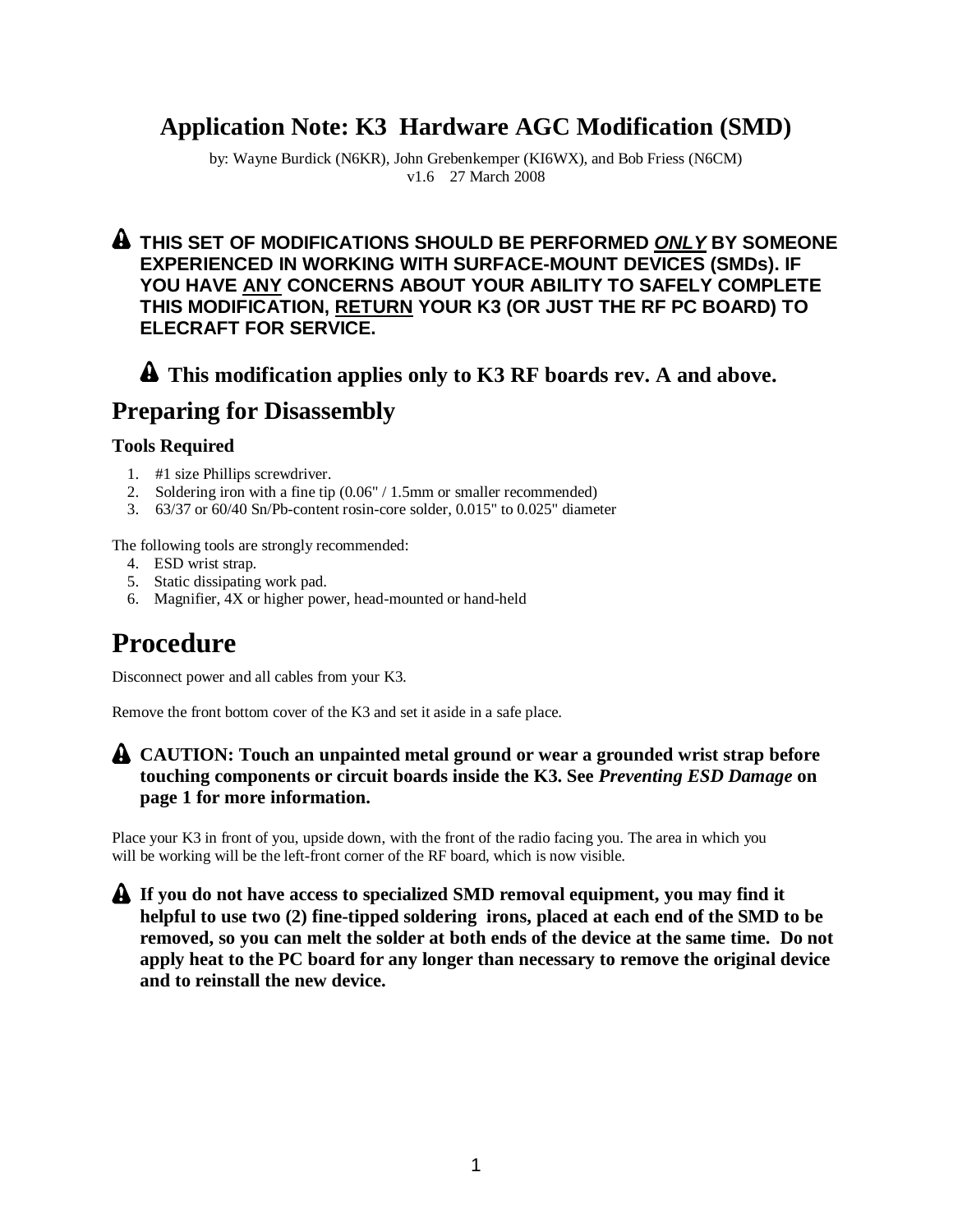# Application Note: K3 Hardware AGC Modification (SMD)

by: Wayne Burdick (N6KR), John Grebenkemper (KI6WX), and Bob Friess (N6CM)
v1.6 27 March 2008

⚠ **THIS SET OF MODIFICATIONS SHOULD BE PERFORMED _ONLY_ BY SOMEONE EXPERIENCED IN WORKING WITH SURFACE-MOUNT DEVICES (SMDs). IF YOU HAVE ANY CONCERNS ABOUT YOUR ABILITY TO SAFELY COMPLETE THIS MODIFICATION, RETURN YOUR K3 (OR JUST THE RF PC BOARD) TO ELECRAFT FOR SERVICE.**

⚠ **This modification applies only to K3 RF boards rev. A and above.**

## Preparing for Disassembly

### Tools Required

1. #1 size Phillips screwdriver.
2. Soldering iron with a fine tip (0.06" / 1.5mm or smaller recommended)
3. 63/37 or 60/40 Sn/Pb-content rosin-core solder, 0.015" to 0.025" diameter

The following tools are strongly recommended:

4. ESD wrist strap.
5. Static dissipating work pad.
6. Magnifier, 4X or higher power, head-mounted or hand-held

# Procedure

Disconnect power and all cables from your K3.

Remove the front bottom cover of the K3 and set it aside in a safe place.

⚠ **CAUTION: Touch an unpainted metal ground or wear a grounded wrist strap before touching components or circuit boards inside the K3. See _Preventing ESD Damage_ on page 1 for more information.**

Place your K3 in front of you, upside down, with the front of the radio facing you. The area in which you will be working will be the left-front corner of the RF board, which is now visible.

⚠ **If you do not have access to specialized SMD removal equipment, you may find it helpful to use two (2) fine-tipped soldering irons, placed at each end of the SMD to be removed, so you can melt the solder at both ends of the device at the same time. Do not apply heat to the PC board for any longer than necessary to remove the original device and to reinstall the new device.**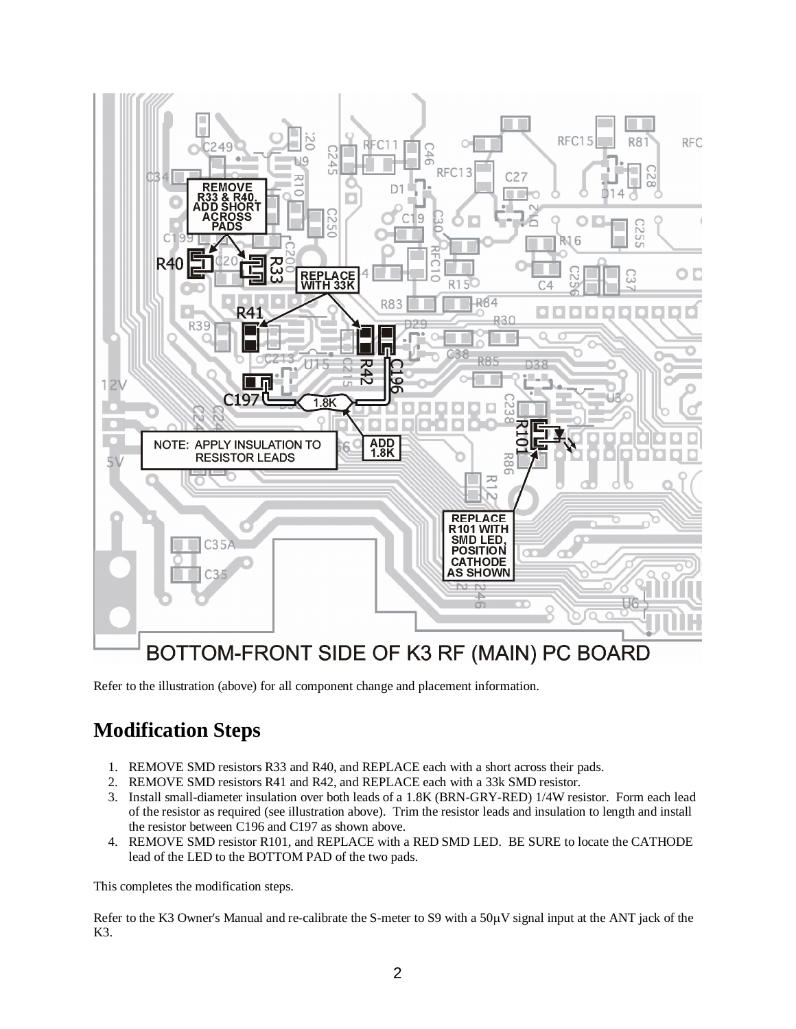BOTTOM-FRONT SIDE OF K3 RF (MAIN) PC BOARD

Refer to the illustration (above) for all component change and placement information.

## Modification Steps

1. REMOVE SMD resistors R33 and R40, and REPLACE each with a short across their pads.
2. REMOVE SMD resistors R41 and R42, and REPLACE each with a 33k SMD resistor.
3. Install small-diameter insulation over both leads of a 1.8K (BRN-GRY-RED) 1/4W resistor. Form each lead of the resistor as required (see illustration above). Trim the resistor leads and insulation to length and install the resistor between C196 and C197 as shown above.
4. REMOVE SMD resistor R101, and REPLACE with a RED SMD LED. BE SURE to locate the CATHODE lead of the LED to the BOTTOM PAD of the two pads.

This completes the modification steps.

Refer to the K3 Owner's Manual and re-calibrate the S-meter to S9 with a 50µV signal input at the ANT jack of the K3.